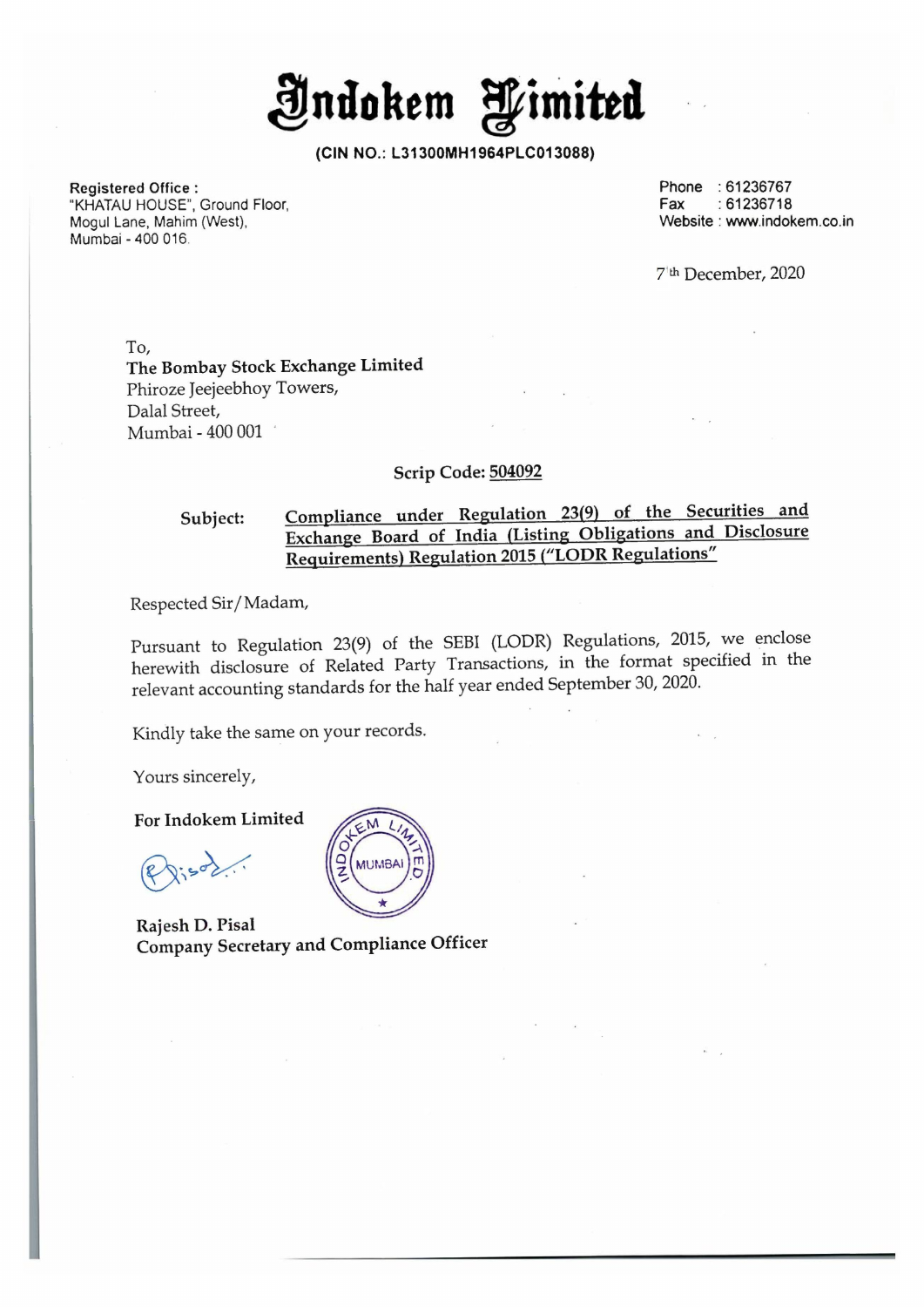# Indokem Limited

**(CIN NO.: L31300MH1964PLC013088)**

**Registered Office :**
"KHATAU HOUSE", Ground Floor,
Mogul Lane, Mahim (West),
Mumbai - 400 016.

Phone : 61236767
Fax : 61236718
Website : www.indokem.co.in

7th December, 2020

To,
**The Bombay Stock Exchange Limited**
Phiroze Jeejeebhoy Towers,
Dalal Street,
Mumbai - 400 001

**Scrip Code: 504092**

**Subject:** **Compliance under Regulation 23(9) of the Securities and Exchange Board of India (Listing Obligations and Disclosure Requirements) Regulation 2015 ("LODR Regulations"**

Respected Sir/Madam,

Pursuant to Regulation 23(9) of the SEBI (LODR) Regulations, 2015, we enclose herewith disclosure of Related Party Transactions, in the format specified in the relevant accounting standards for the half year ended September 30, 2020.

Kindly take the same on your records.

Yours sincerely,

**For Indokem Limited**

**Rajesh D. Pisal**
**Company Secretary and Compliance Officer**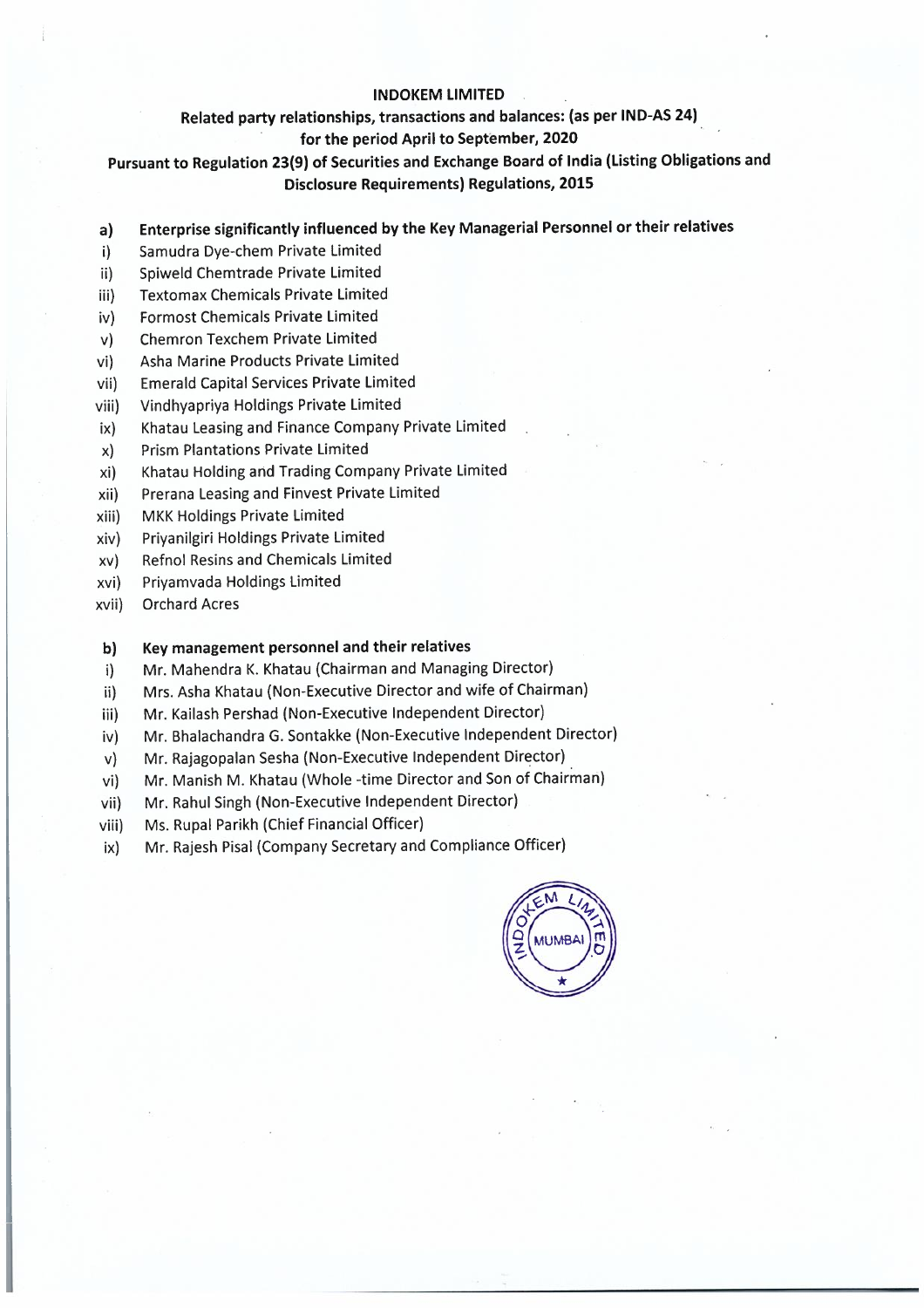**INDOKEM LIMITED**

**Related party relationships, transactions and balances: (as per IND-AS 24)**
**for the period April to September, 2020**
**Pursuant to Regulation 23(9) of Securities and Exchange Board of India (Listing Obligations and Disclosure Requirements) Regulations, 2015**

**a) Enterprise significantly influenced by the Key Managerial Personnel or their relatives**

i) Samudra Dye-chem Private Limited
ii) Spiweld Chemtrade Private Limited
iii) Textomax Chemicals Private Limited
iv) Formost Chemicals Private Limited
v) Chemron Texchem Private Limited
vi) Asha Marine Products Private Limited
vii) Emerald Capital Services Private Limited
viii) Vindhyapriya Holdings Private Limited
ix) Khatau Leasing and Finance Company Private Limited
x) Prism Plantations Private Limited
xi) Khatau Holding and Trading Company Private Limited
xii) Prerana Leasing and Finvest Private Limited
xiii) MKK Holdings Private Limited
xiv) Priyanilgiri Holdings Private Limited
xv) Refnol Resins and Chemicals Limited
xvi) Priyamvada Holdings Limited
xvii) Orchard Acres

**b) Key management personnel and their relatives**

i) Mr. Mahendra K. Khatau (Chairman and Managing Director)
ii) Mrs. Asha Khatau (Non-Executive Director and wife of Chairman)
iii) Mr. Kailash Pershad (Non-Executive Independent Director)
iv) Mr. Bhalachandra G. Sontakke (Non-Executive Independent Director)
v) Mr. Rajagopalan Sesha (Non-Executive Independent Director)
vi) Mr. Manish M. Khatau (Whole -time Director and Son of Chairman)
vii) Mr. Rahul Singh (Non-Executive Independent Director)
viii) Ms. Rupal Parikh (Chief Financial Officer)
ix) Mr. Rajesh Pisal (Company Secretary and Compliance Officer)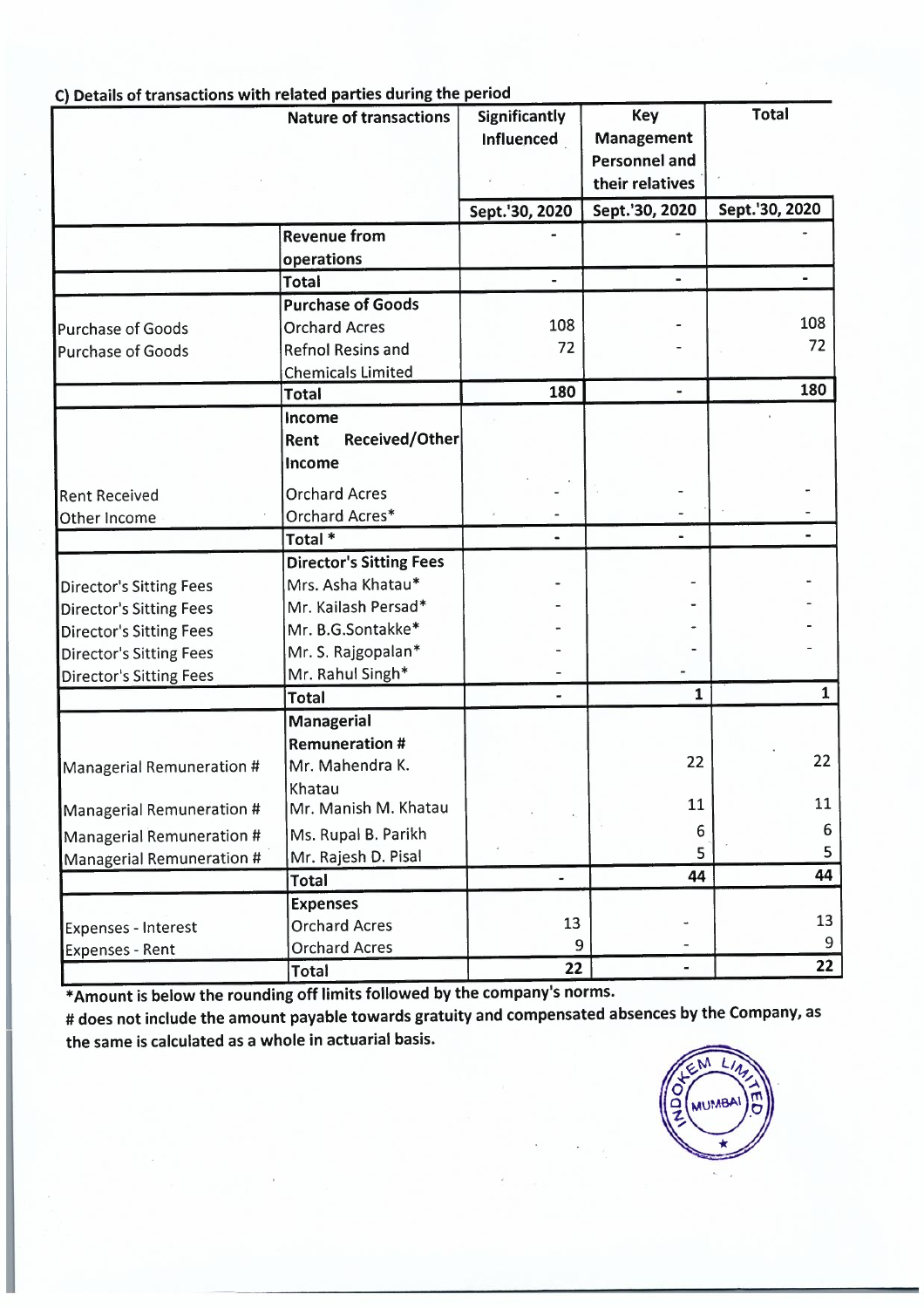### C) Details of transactions with related parties during the period

| | Nature of transactions | Significantly Influenced | Key Management Personnel and their relatives | Total |
|---|---|---|---|---|
| | | Sept.'30, 2020 | Sept.'30, 2020 | Sept.'30, 2020 |
| | **Revenue from operations** | - | - | - |
| | **Total** | - | - | - |
| | **Purchase of Goods** | | | |
| Purchase of Goods | Orchard Acres | 108 | - | 108 |
| Purchase of Goods | Refnol Resins and Chemicals Limited | 72 | - | 72 |
| | **Total** | **180** | - | **180** |
| | **Income Rent Received/Other Income** | | | |
| Rent Received | Orchard Acres | - | - | - |
| Other Income | Orchard Acres* | - | - | - |
| | **Total *** | - | - | - |
| | **Director's Sitting Fees** | | | |
| Director's Sitting Fees | Mrs. Asha Khatau* | - | - | - |
| Director's Sitting Fees | Mr. Kailash Persad* | - | - | - |
| Director's Sitting Fees | Mr. B.G.Sontakke* | - | - | - |
| Director's Sitting Fees | Mr. S. Rajgopalan* | - | - | - |
| Director's Sitting Fees | Mr. Rahul Singh* | - | - | |
| | **Total** | - | **1** | **1** |
| | **Managerial Remuneration #** | | | |
| Managerial Remuneration # | Mr. Mahendra K. Khatau | | 22 | 22 |
| Managerial Remuneration # | Mr. Manish M. Khatau | | 11 | 11 |
| Managerial Remuneration # | Ms. Rupal B. Parikh | | 6 | 6 |
| Managerial Remuneration # | Mr. Rajesh D. Pisal | | 5 | 5 |
| | **Total** | - | **44** | **44** |
| | **Expenses** | | | |
| Expenses - Interest | Orchard Acres | 13 | - | 13 |
| Expenses - Rent | Orchard Acres | 9 | - | 9 |
| | **Total** | **22** | - | **22** |

**\*Amount is below the rounding off limits followed by the company's norms.**

**# does not include the amount payable towards gratuity and compensated absences by the Company, as the same is calculated as a whole in actuarial basis.**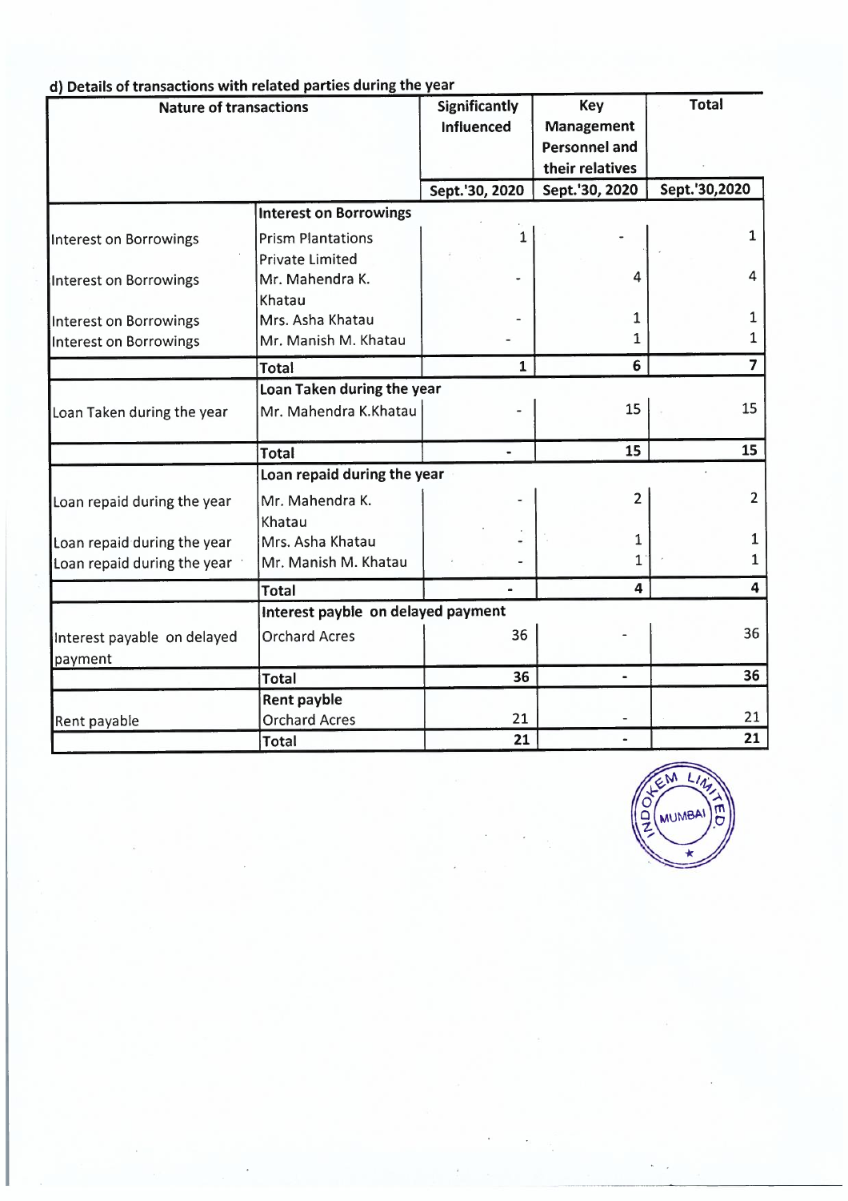## d) Details of transactions with related parties during the year

| Nature of transactions | | Significantly Influenced | Key Management Personnel and their relatives | Total |
|---|---|---|---|---|
| | | Sept.'30, 2020 | Sept.'30, 2020 | Sept.'30,2020 |
| | **Interest on Borrowings** | | | |
| Interest on Borrowings | Prism Plantations Private Limited | 1 | - | 1 |
| Interest on Borrowings | Mr. Mahendra K. Khatau | - | 4 | 4 |
| Interest on Borrowings | Mrs. Asha Khatau | - | 1 | 1 |
| Interest on Borrowings | Mr. Manish M. Khatau | - | 1 | 1 |
| | **Total** | **1** | **6** | **7** |
| | **Loan Taken during the year** | | | |
| Loan Taken during the year | Mr. Mahendra K.Khatau | - | 15 | 15 |
| | **Total** | **-** | **15** | **15** |
| | **Loan repaid during the year** | | | |
| Loan repaid during the year | Mr. Mahendra K. Khatau | - | 2 | 2 |
| Loan repaid during the year | Mrs. Asha Khatau | - | 1 | 1 |
| Loan repaid during the year | Mr. Manish M. Khatau | - | 1 | 1 |
| | **Total** | **-** | **4** | **4** |
| | **Interest payble on delayed payment** | | | |
| Interest payable on delayed payment | Orchard Acres | 36 | - | 36 |
| | **Total** | **36** | **-** | **36** |
| | **Rent payble** | | | |
| Rent payable | Orchard Acres | 21 | - | 21 |
| | **Total** | **21** | **-** | **21** |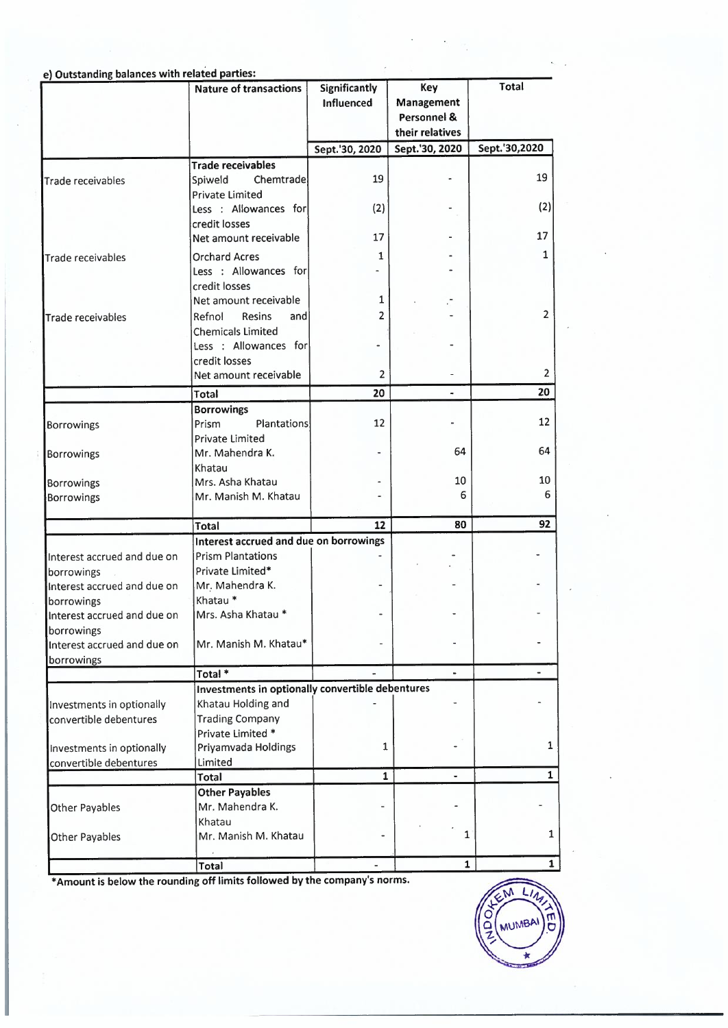**e) Outstanding balances with related parties:**

| | Nature of transactions | Significantly Influenced | Key Management Personnel & their relatives | Total |
|---|---|---|---|---|
| | | Sept.'30, 2020 | Sept.'30, 2020 | Sept.'30,2020 |
| | **Trade receivables** | | | |
| Trade receivables | Spiweld Chemtrade Private Limited | 19 | - | 19 |
| | Less : Allowances for credit losses | (2) | - | (2) |
| | Net amount receivable | 17 | - | 17 |
| Trade receivables | Orchard Acres | 1 | - | 1 |
| | Less : Allowances for credit losses | - | - | |
| | Net amount receivable | 1 | - | |
| Trade receivables | Refnol Resins and Chemicals Limited | 2 | - | 2 |
| | Less : Allowances for credit losses | - | - | |
| | Net amount receivable | 2 | - | 2 |
| | **Total** | **20** | **-** | **20** |
| | **Borrowings** | | | |
| Borrowings | Prism Plantations Private Limited | 12 | - | 12 |
| Borrowings | Mr. Mahendra K. Khatau | - | 64 | 64 |
| Borrowings | Mrs. Asha Khatau | - | 10 | 10 |
| Borrowings | Mr. Manish M. Khatau | - | 6 | 6 |
| | **Total** | **12** | **80** | **92** |
| | **Interest accrued and due on borrowings** | | | |
| Interest accrued and due on borrowings | Prism Plantations Private Limited* | - | - | - |
| Interest accrued and due on borrowings | Mr. Mahendra K. Khatau * | - | - | - |
| Interest accrued and due on borrowings | Mrs. Asha Khatau * | - | - | - |
| Interest accrued and due on borrowings | Mr. Manish M. Khatau* | - | - | - |
| | **Total *** | **-** | **-** | **-** |
| | **Investments in optionally convertible debentures** | | | |
| Investments in optionally convertible debentures | Khatau Holding and Trading Company Private Limited * | - | - | - |
| Investments in optionally convertible debentures | Priyamvada Holdings Limited | 1 | - | 1 |
| | **Total** | **1** | **-** | **1** |
| | **Other Payables** | | | |
| Other Payables | Mr. Mahendra K. Khatau | - | - | - |
| Other Payables | Mr. Manish M. Khatau | - | 1 | 1 |
| | **Total** | **-** | **1** | **1** |

**\*Amount is below the rounding off limits followed by the company's norms.**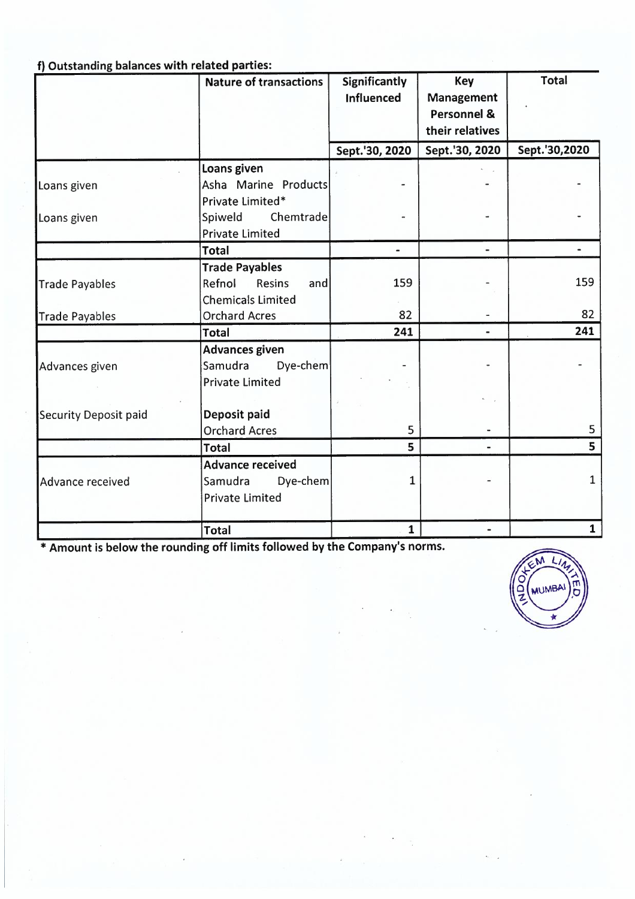**f) Outstanding balances with related parties:**

| | Nature of transactions | Significantly Influenced | Key Management Personnel & their relatives | Total |
|---|---|---|---|---|
| | | Sept.'30, 2020 | Sept.'30, 2020 | Sept.'30,2020 |
| | **Loans given** | | | |
| Loans given | Asha Marine Products Private Limited* | - | - | - |
| Loans given | Spiweld Chemtrade Private Limited | - | - | - |
| | **Total** | **-** | **-** | **-** |
| | **Trade Payables** | | | |
| Trade Payables | Refnol Resins and Chemicals Limited | 159 | - | 159 |
| Trade Payables | Orchard Acres | 82 | - | 82 |
| | **Total** | **241** | **-** | **241** |
| | **Advances given** | | | |
| Advances given | Samudra Dye-chem Private Limited | - | - | - |
| Security Deposit paid | **Deposit paid** | | | |
| | Orchard Acres | 5 | - | 5 |
| | **Total** | **5** | **-** | **5** |
| | **Advance received** | | | |
| Advance received | Samudra Dye-chem Private Limited | 1 | - | 1 |
| | **Total** | **1** | **-** | **1** |

**\* Amount is below the rounding off limits followed by the Company's norms.**